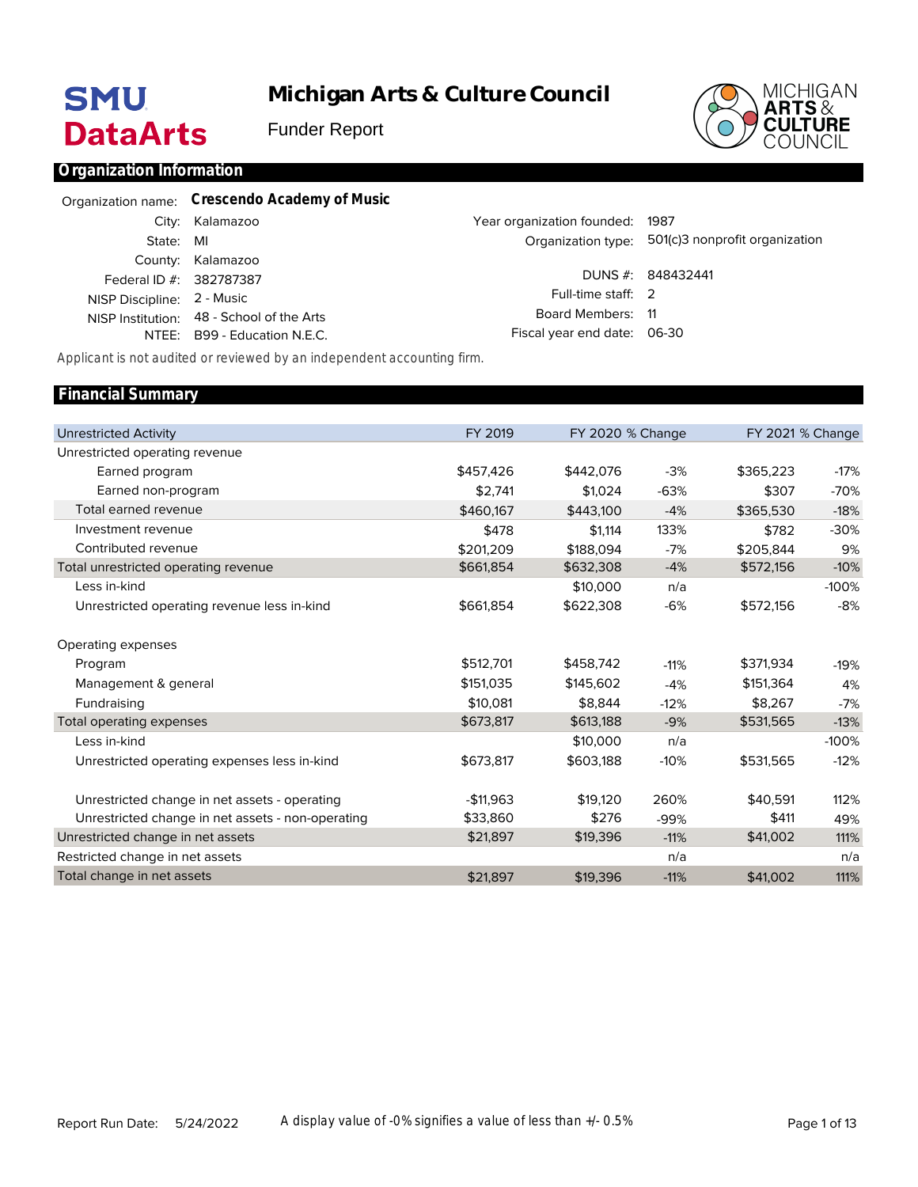# Michigan Arts & Culture Council

Funder Report

SMU DataArts

MICHIGAN ARTS & CULTURE COUNCIL

## Organization Information

Organization name: **Crescendo Academy of Music**

| | | | |
|---|---|---|---|
| City: | Kalamazoo | Year organization founded: | 1987 |
| State: | MI | Organization type: | 501(c)3 nonprofit organization |
| County: | Kalamazoo | | |
| Federal ID #: | 382787387 | DUNS #: | 848432441 |
| NISP Discipline: | 2 - Music | Full-time staff: | 2 |
| NISP Institution: | 48 - School of the Arts | Board Members: | 11 |
| NTEE: | B99 - Education N.E.C. | Fiscal year end date: | 06-30 |

*Applicant is not audited or reviewed by an independent accounting firm.*

## Financial Summary

| Unrestricted Activity | FY 2019 | FY 2020 | % Change | FY 2021 | % Change |
|---|---|---|---|---|---|
| Unrestricted operating revenue | | | | | |
| Earned program | $457,426 | $442,076 | -3% | $365,223 | -17% |
| Earned non-program | $2,741 | $1,024 | -63% | $307 | -70% |
| Total earned revenue | $460,167 | $443,100 | -4% | $365,530 | -18% |
| Investment revenue | $478 | $1,114 | 133% | $782 | -30% |
| Contributed revenue | $201,209 | $188,094 | -7% | $205,844 | 9% |
| Total unrestricted operating revenue | $661,854 | $632,308 | -4% | $572,156 | -10% |
| Less in-kind | | $10,000 | n/a | | -100% |
| Unrestricted operating revenue less in-kind | $661,854 | $622,308 | -6% | $572,156 | -8% |
| | | | | | |
| Operating expenses | | | | | |
| Program | $512,701 | $458,742 | -11% | $371,934 | -19% |
| Management & general | $151,035 | $145,602 | -4% | $151,364 | 4% |
| Fundraising | $10,081 | $8,844 | -12% | $8,267 | -7% |
| Total operating expenses | $673,817 | $613,188 | -9% | $531,565 | -13% |
| Less in-kind | | $10,000 | n/a | | -100% |
| Unrestricted operating expenses less in-kind | $673,817 | $603,188 | -10% | $531,565 | -12% |
| | | | | | |
| Unrestricted change in net assets - operating | -$11,963 | $19,120 | 260% | $40,591 | 112% |
| Unrestricted change in net assets - non-operating | $33,860 | $276 | -99% | $411 | 49% |
| Unrestricted change in net assets | $21,897 | $19,396 | -11% | $41,002 | 111% |
| Restricted change in net assets | | | n/a | | n/a |
| Total change in net assets | $21,897 | $19,396 | -11% | $41,002 | 111% |

Report Run Date: 5/24/2022

A display value of -0% signifies a value of less than +/- 0.5%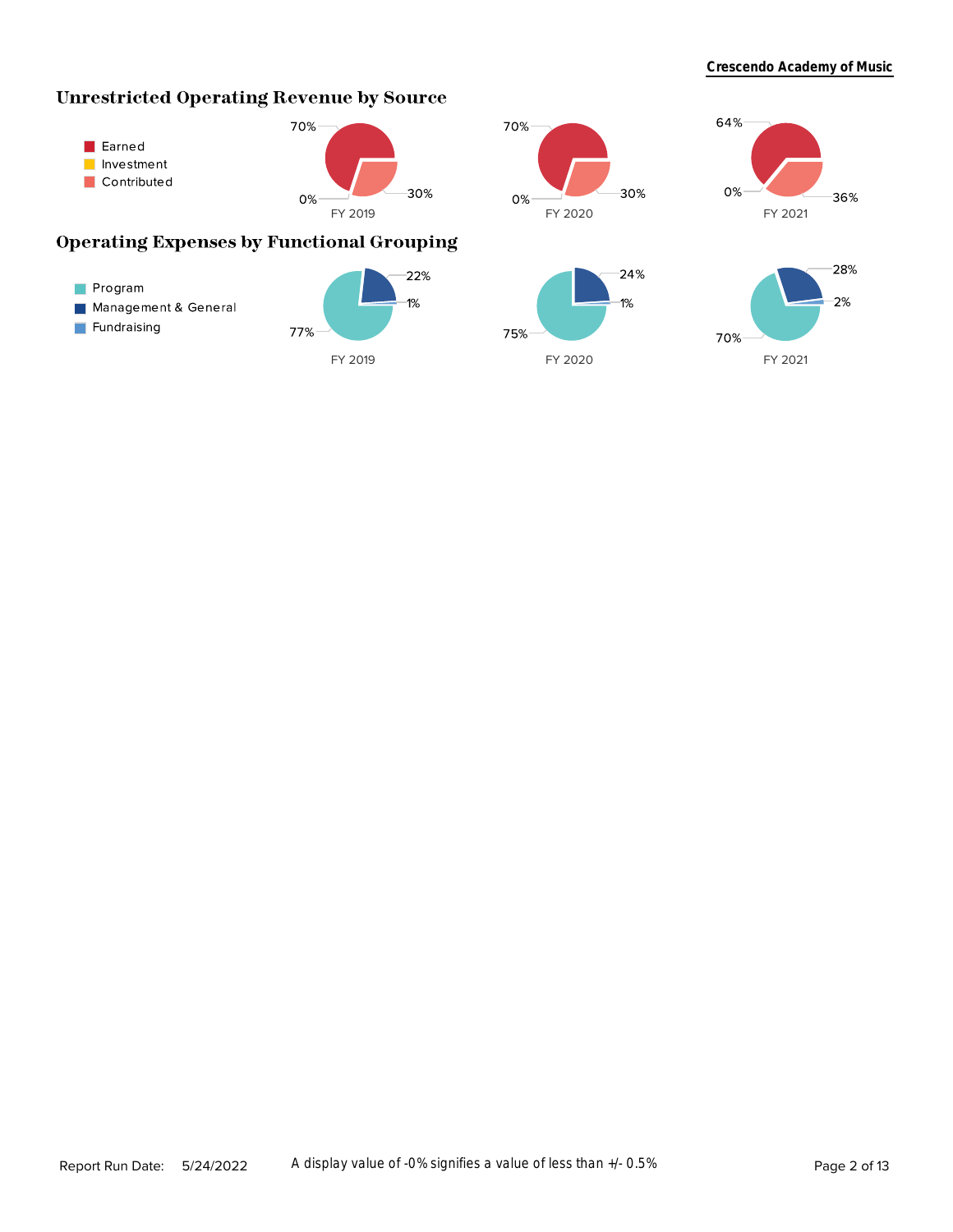## Unrestricted Operating Revenue by Source

- Earned
- Investment
- Contributed

| | FY 2019 | FY 2020 | FY 2021 |
|---|---|---|---|
| Earned | 70% | 70% | 64% |
| Investment | 0% | 0% | 0% |
| Contributed | 30% | 30% | 36% |

## Operating Expenses by Functional Grouping

- Program
- Management & General
- Fundraising

| | FY 2019 | FY 2020 | FY 2021 |
|---|---|---|---|
| Program | 77% | 75% | 70% |
| Management & General | 22% | 24% | 28% |
| Fundraising | 1% | 1% | 2% |

Report Run Date: 5/24/2022

A display value of -0% signifies a value of less than +/- 0.5%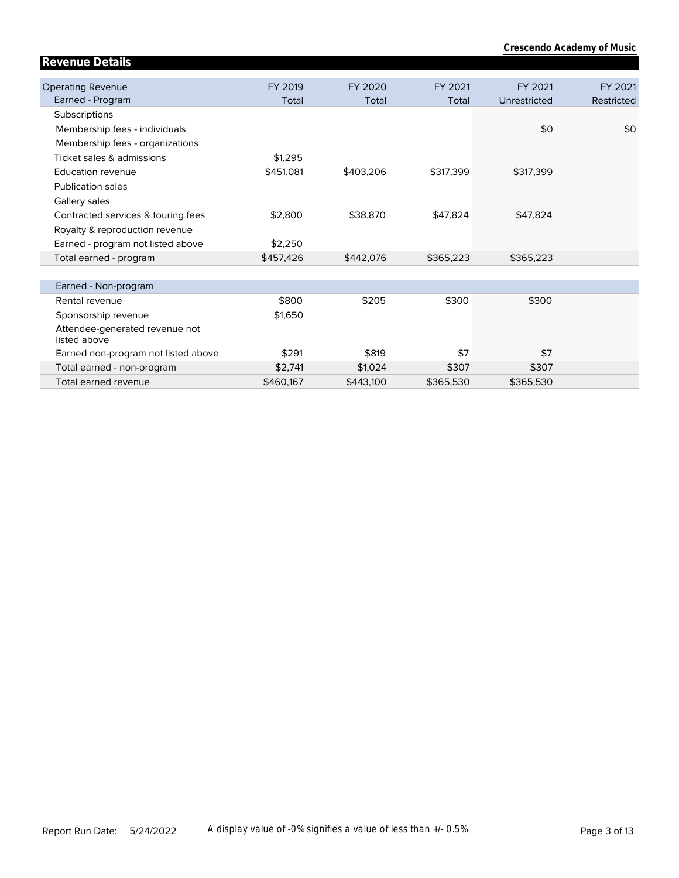## Revenue Details

| Operating Revenue<br>Earned - Program | FY 2019<br>Total | FY 2020<br>Total | FY 2021<br>Total | FY 2021<br>Unrestricted | FY 2021<br>Restricted |
|---|---|---|---|---|---|
| Subscriptions | | | | | |
| Membership fees - individuals | | | | $0 | $0 |
| Membership fees - organizations | | | | | |
| Ticket sales & admissions | $1,295 | | | | |
| Education revenue | $451,081 | $403,206 | $317,399 | $317,399 | |
| Publication sales | | | | | |
| Gallery sales | | | | | |
| Contracted services & touring fees | $2,800 | $38,870 | $47,824 | $47,824 | |
| Royalty & reproduction revenue | | | | | |
| Earned - program not listed above | $2,250 | | | | |
| Total earned - program | $457,426 | $442,076 | $365,223 | $365,223 | |

| Earned - Non-program | | | | | |
|---|---|---|---|---|---|
| Rental revenue | $800 | $205 | $300 | $300 | |
| Sponsorship revenue | $1,650 | | | | |
| Attendee-generated revenue not listed above | | | | | |
| Earned non-program not listed above | $291 | $819 | $7 | $7 | |
| Total earned - non-program | $2,741 | $1,024 | $307 | $307 | |
| Total earned revenue | $460,167 | $443,100 | $365,530 | $365,530 | |

A display value of -0% signifies a value of less than +/- 0.5%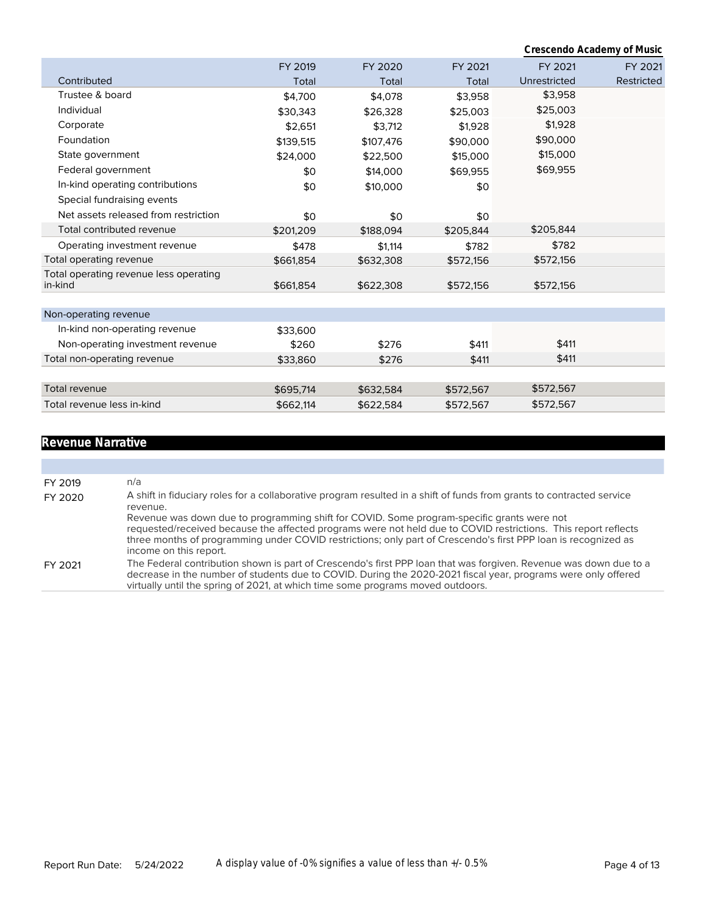**Crescendo Academy of Music**

| Contributed | FY 2019 Total | FY 2020 Total | FY 2021 Total | FY 2021 Unrestricted | FY 2021 Restricted |
|---|---|---|---|---|---|
| Trustee & board | $4,700 | $4,078 | $3,958 | $3,958 | |
| Individual | $30,343 | $26,328 | $25,003 | $25,003 | |
| Corporate | $2,651 | $3,712 | $1,928 | $1,928 | |
| Foundation | $139,515 | $107,476 | $90,000 | $90,000 | |
| State government | $24,000 | $22,500 | $15,000 | $15,000 | |
| Federal government | $0 | $14,000 | $69,955 | $69,955 | |
| In-kind operating contributions | $0 | $10,000 | $0 | | |
| Special fundraising events | | | | | |
| Net assets released from restriction | $0 | $0 | $0 | | |
| Total contributed revenue | $201,209 | $188,094 | $205,844 | $205,844 | |
| Operating investment revenue | $478 | $1,114 | $782 | $782 | |
| Total operating revenue | $661,854 | $632,308 | $572,156 | $572,156 | |
| Total operating revenue less operating in-kind | $661,854 | $622,308 | $572,156 | $572,156 | |
| **Non-operating revenue** | | | | | |
| In-kind non-operating revenue | $33,600 | | | | |
| Non-operating investment revenue | $260 | $276 | $411 | $411 | |
| Total non-operating revenue | $33,860 | $276 | $411 | $411 | |
| Total revenue | $695,714 | $632,584 | $572,567 | $572,567 | |
| Total revenue less in-kind | $662,114 | $622,584 | $572,567 | $572,567 | |

## Revenue Narrative

| | |
|---|---|
| FY 2019 | n/a |
| FY 2020 | A shift in fiduciary roles for a collaborative program resulted in a shift of funds from grants to contracted service revenue. Revenue was down due to programming shift for COVID. Some program-specific grants were not requested/received because the affected programs were not held due to COVID restrictions. This report reflects three months of programming under COVID restrictions; only part of Crescendo's first PPP loan is recognized as income on this report. |
| FY 2021 | The Federal contribution shown is part of Crescendo's first PPP loan that was forgiven. Revenue was down due to a decrease in the number of students due to COVID. During the 2020-2021 fiscal year, programs were only offered virtually until the spring of 2021, at which time some programs moved outdoors. |

Report Run Date: 5/24/2022

A display value of -0% signifies a value of less than +/- 0.5%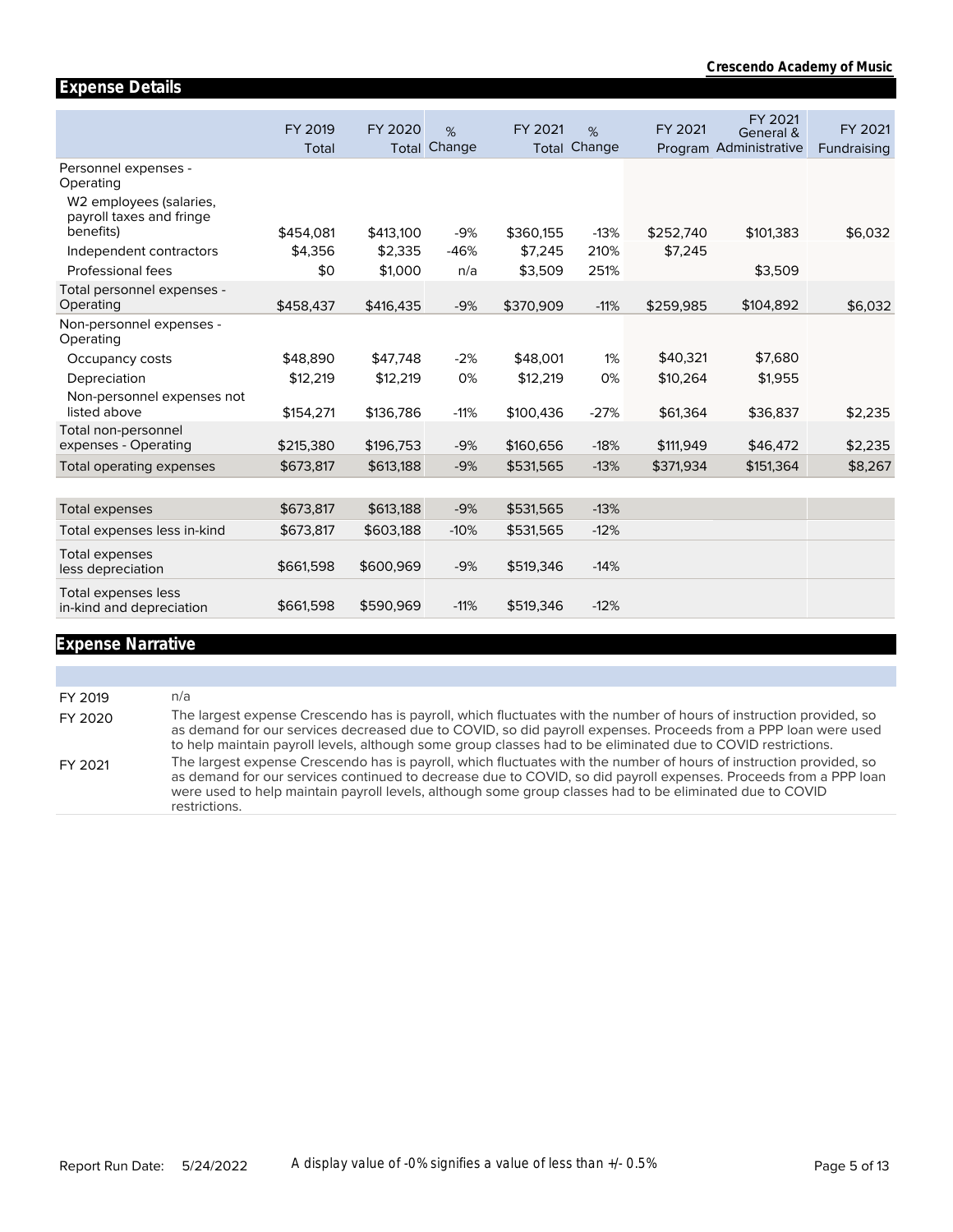Crescendo Academy of Music

## Expense Details

| | FY 2019 Total | FY 2020 Total | % Change | FY 2021 Total | % Change | FY 2021 Program | FY 2021 General & Administrative | FY 2021 Fundraising |
|---|---|---|---|---|---|---|---|---|
| Personnel expenses - Operating | | | | | | | | |
| W2 employees (salaries, payroll taxes and fringe benefits) | $454,081 | $413,100 | -9% | $360,155 | -13% | $252,740 | $101,383 | $6,032 |
| Independent contractors | $4,356 | $2,335 | -46% | $7,245 | 210% | $7,245 | | |
| Professional fees | $0 | $1,000 | n/a | $3,509 | 251% | | $3,509 | |
| Total personnel expenses - Operating | $458,437 | $416,435 | -9% | $370,909 | -11% | $259,985 | $104,892 | $6,032 |
| Non-personnel expenses - Operating | | | | | | | | |
| Occupancy costs | $48,890 | $47,748 | -2% | $48,001 | 1% | $40,321 | $7,680 | |
| Depreciation | $12,219 | $12,219 | 0% | $12,219 | 0% | $10,264 | $1,955 | |
| Non-personnel expenses not listed above | $154,271 | $136,786 | -11% | $100,436 | -27% | $61,364 | $36,837 | $2,235 |
| Total non-personnel expenses - Operating | $215,380 | $196,753 | -9% | $160,656 | -18% | $111,949 | $46,472 | $2,235 |
| Total operating expenses | $673,817 | $613,188 | -9% | $531,565 | -13% | $371,934 | $151,364 | $8,267 |
| | | | | | | | | |
| Total expenses | $673,817 | $613,188 | -9% | $531,565 | -13% | | | |
| Total expenses less in-kind | $673,817 | $603,188 | -10% | $531,565 | -12% | | | |
| Total expenses less depreciation | $661,598 | $600,969 | -9% | $519,346 | -14% | | | |
| Total expenses less in-kind and depreciation | $661,598 | $590,969 | -11% | $519,346 | -12% | | | |

## Expense Narrative

| | |
|---|---|
| FY 2019 | n/a |
| FY 2020 | The largest expense Crescendo has is payroll, which fluctuates with the number of hours of instruction provided, so as demand for our services decreased due to COVID, so did payroll expenses. Proceeds from a PPP loan were used to help maintain payroll levels, although some group classes had to be eliminated due to COVID restrictions. |
| FY 2021 | The largest expense Crescendo has is payroll, which fluctuates with the number of hours of instruction provided, so as demand for our services continued to decrease due to COVID, so did payroll expenses. Proceeds from a PPP loan were used to help maintain payroll levels, although some group classes had to be eliminated due to COVID restrictions. |

Report Run Date: 5/24/2022

A display value of -0% signifies a value of less than +/- 0.5%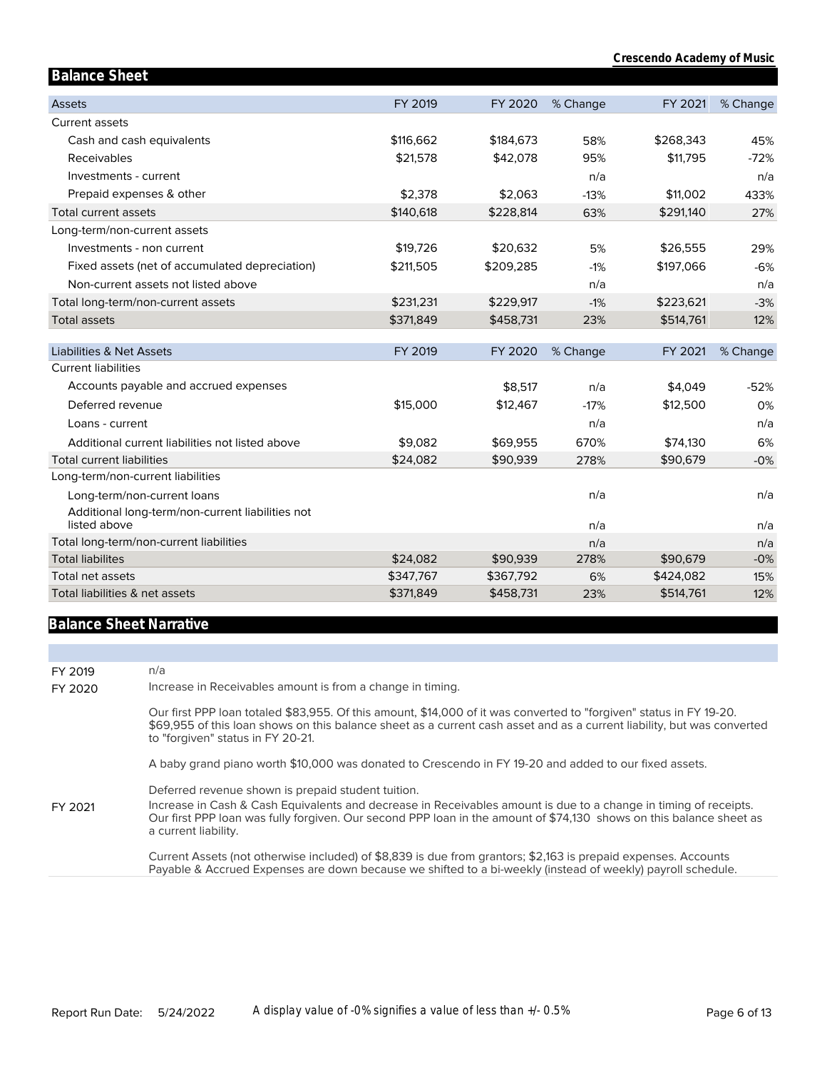## Balance Sheet

| Assets | FY 2019 | FY 2020 | % Change | FY 2021 | % Change |
|---|---|---|---|---|---|
| Current assets | | | | | |
| Cash and cash equivalents | $116,662 | $184,673 | 58% | $268,343 | 45% |
| Receivables | $21,578 | $42,078 | 95% | $11,795 | -72% |
| Investments - current | | | n/a | | n/a |
| Prepaid expenses & other | $2,378 | $2,063 | -13% | $11,002 | 433% |
| Total current assets | $140,618 | $228,814 | 63% | $291,140 | 27% |
| Long-term/non-current assets | | | | | |
| Investments - non current | $19,726 | $20,632 | 5% | $26,555 | 29% |
| Fixed assets (net of accumulated depreciation) | $211,505 | $209,285 | -1% | $197,066 | -6% |
| Non-current assets not listed above | | | n/a | | n/a |
| Total long-term/non-current assets | $231,231 | $229,917 | -1% | $223,621 | -3% |
| Total assets | $371,849 | $458,731 | 23% | $514,761 | 12% |

| Liabilities & Net Assets | FY 2019 | FY 2020 | % Change | FY 2021 | % Change |
|---|---|---|---|---|---|
| Current liabilities | | | | | |
| Accounts payable and accrued expenses | | $8,517 | n/a | $4,049 | -52% |
| Deferred revenue | $15,000 | $12,467 | -17% | $12,500 | 0% |
| Loans - current | | | n/a | | n/a |
| Additional current liabilities not listed above | $9,082 | $69,955 | 670% | $74,130 | 6% |
| Total current liabilities | $24,082 | $90,939 | 278% | $90,679 | -0% |
| Long-term/non-current liabilities | | | | | |
| Long-term/non-current loans | | | n/a | | n/a |
| Additional long-term/non-current liabilities not listed above | | | n/a | | n/a |
| Total long-term/non-current liabilities | | | n/a | | n/a |
| Total liabilites | $24,082 | $90,939 | 278% | $90,679 | -0% |
| Total net assets | $347,767 | $367,792 | 6% | $424,082 | 15% |
| Total liabilities & net assets | $371,849 | $458,731 | 23% | $514,761 | 12% |

## Balance Sheet Narrative

| | |
|---|---|
| FY 2019 | n/a |
| FY 2020 | Increase in Receivables amount is from a change in timing.<br><br>Our first PPP loan totaled $83,955. Of this amount, $14,000 of it was converted to "forgiven" status in FY 19-20. $69,955 of this loan shows on this balance sheet as a current cash asset and as a current liability, but was converted to "forgiven" status in FY 20-21.<br><br>A baby grand piano worth $10,000 was donated to Crescendo in FY 19-20 and added to our fixed assets. |
| FY 2021 | Deferred revenue shown is prepaid student tuition.<br>Increase in Cash & Cash Equivalents and decrease in Receivables amount is due to a change in timing of receipts. Our first PPP loan was fully forgiven. Our second PPP loan in the amount of $74,130 shows on this balance sheet as a current liability.<br><br>Current Assets (not otherwise included) of $8,839 is due from grantors; $2,163 is prepaid expenses. Accounts Payable & Accrued Expenses are down because we shifted to a bi-weekly (instead of weekly) payroll schedule. |

*A display value of -0% signifies a value of less than +/- 0.5%*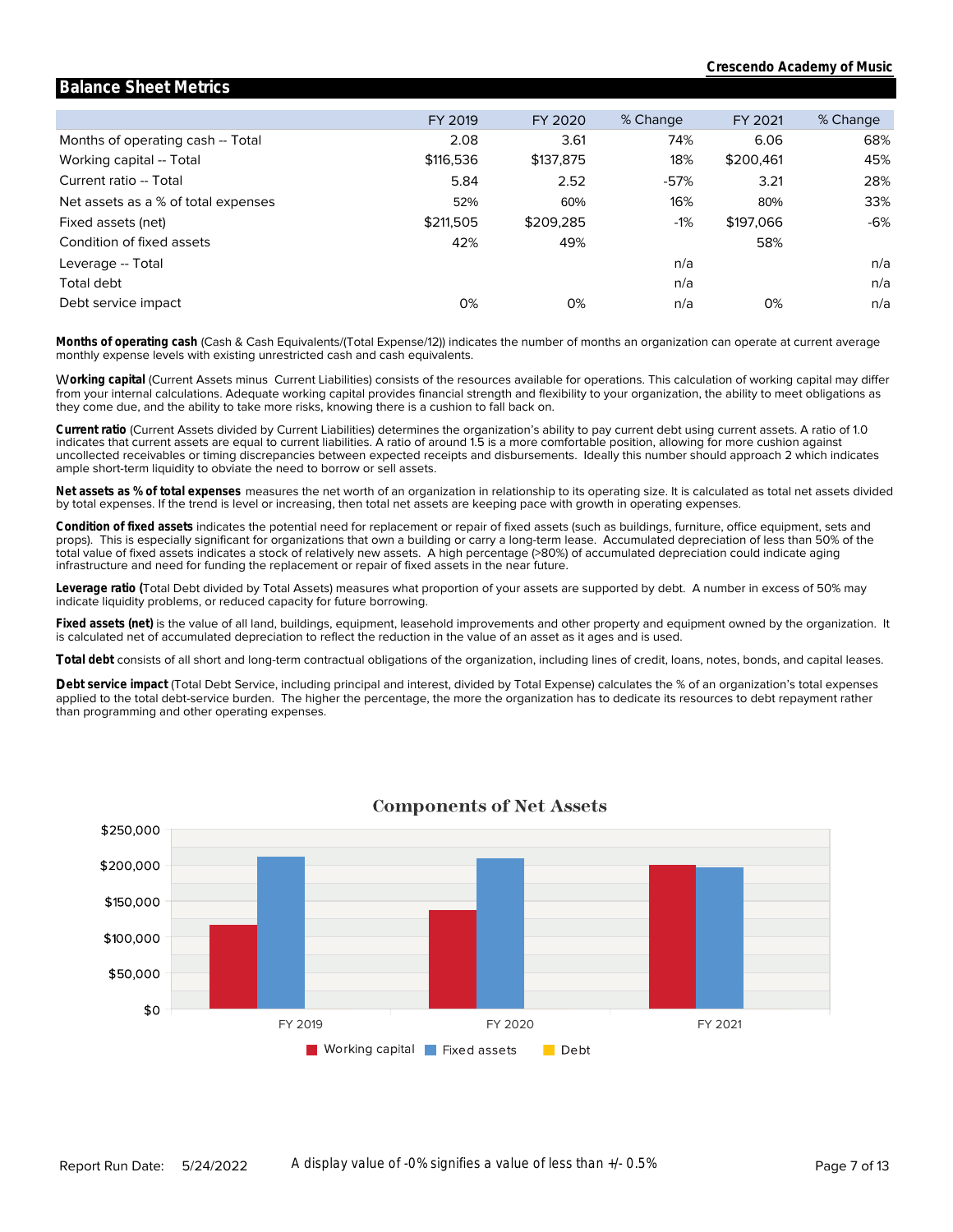Crescendo Academy of Music

## Balance Sheet Metrics

| | FY 2019 | FY 2020 | % Change | FY 2021 | % Change |
|---|---|---|---|---|---|
| Months of operating cash -- Total | 2.08 | 3.61 | 74% | 6.06 | 68% |
| Working capital -- Total | $116,536 | $137,875 | 18% | $200,461 | 45% |
| Current ratio -- Total | 5.84 | 2.52 | -57% | 3.21 | 28% |
| Net assets as a % of total expenses | 52% | 60% | 16% | 80% | 33% |
| Fixed assets (net) | $211,505 | $209,285 | -1% | $197,066 | -6% |
| Condition of fixed assets | 42% | 49% | | 58% | |
| Leverage -- Total | | | n/a | | n/a |
| Total debt | | | n/a | | n/a |
| Debt service impact | 0% | 0% | n/a | 0% | n/a |

**Months of operating cash** (Cash & Cash Equivalents/(Total Expense/12)) indicates the number of months an organization can operate at current average monthly expense levels with existing unrestricted cash and cash equivalents.

**Working capital** (Current Assets minus Current Liabilities) consists of the resources available for operations. This calculation of working capital may differ from your internal calculations. Adequate working capital provides financial strength and flexibility to your organization, the ability to meet obligations as they come due, and the ability to take more risks, knowing there is a cushion to fall back on.

**Current ratio** (Current Assets divided by Current Liabilities) determines the organization's ability to pay current debt using current assets. A ratio of 1.0 indicates that current assets are equal to current liabilities. A ratio of around 1.5 is a more comfortable position, allowing for more cushion against uncollected receivables or timing discrepancies between expected receipts and disbursements. Ideally this number should approach 2 which indicates ample short-term liquidity to obviate the need to borrow or sell assets.

**Net assets as % of total expenses** measures the net worth of an organization in relationship to its operating size. It is calculated as total net assets divided by total expenses. If the trend is level or increasing, then total net assets are keeping pace with growth in operating expenses.

**Condition of fixed assets** indicates the potential need for replacement or repair of fixed assets (such as buildings, furniture, office equipment, sets and props). This is especially significant for organizations that own a building or carry a long-term lease. Accumulated depreciation of less than 50% of the total value of fixed assets indicates a stock of relatively new assets. A high percentage (>80%) of accumulated depreciation could indicate aging infrastructure and need for funding the replacement or repair of fixed assets in the near future.

**Leverage ratio (**Total Debt divided by Total Assets) measures what proportion of your assets are supported by debt. A number in excess of 50% may indicate liquidity problems, or reduced capacity for future borrowing.

**Fixed assets (net)** is the value of all land, buildings, equipment, leasehold improvements and other property and equipment owned by the organization. It is calculated net of accumulated depreciation to reflect the reduction in the value of an asset as it ages and is used.

**Total debt** consists of all short and long-term contractual obligations of the organization, including lines of credit, loans, notes, bonds, and capital leases.

**Debt service impact** (Total Debt Service, including principal and interest, divided by Total Expense) calculates the % of an organization's total expenses applied to the total debt-service burden. The higher the percentage, the more the organization has to dedicate its resources to debt repayment rather than programming and other operating expenses.

### Components of Net Assets

| | Working capital | Fixed assets | Debt |
|---|---|---|---|
| FY 2019 | $116,536 | $211,505 | |
| FY 2020 | $137,875 | $209,285 | |
| FY 2021 | $200,461 | $197,066 | |

Report Run Date: 5/24/2022

A display value of -0% signifies a value of less than +/- 0.5%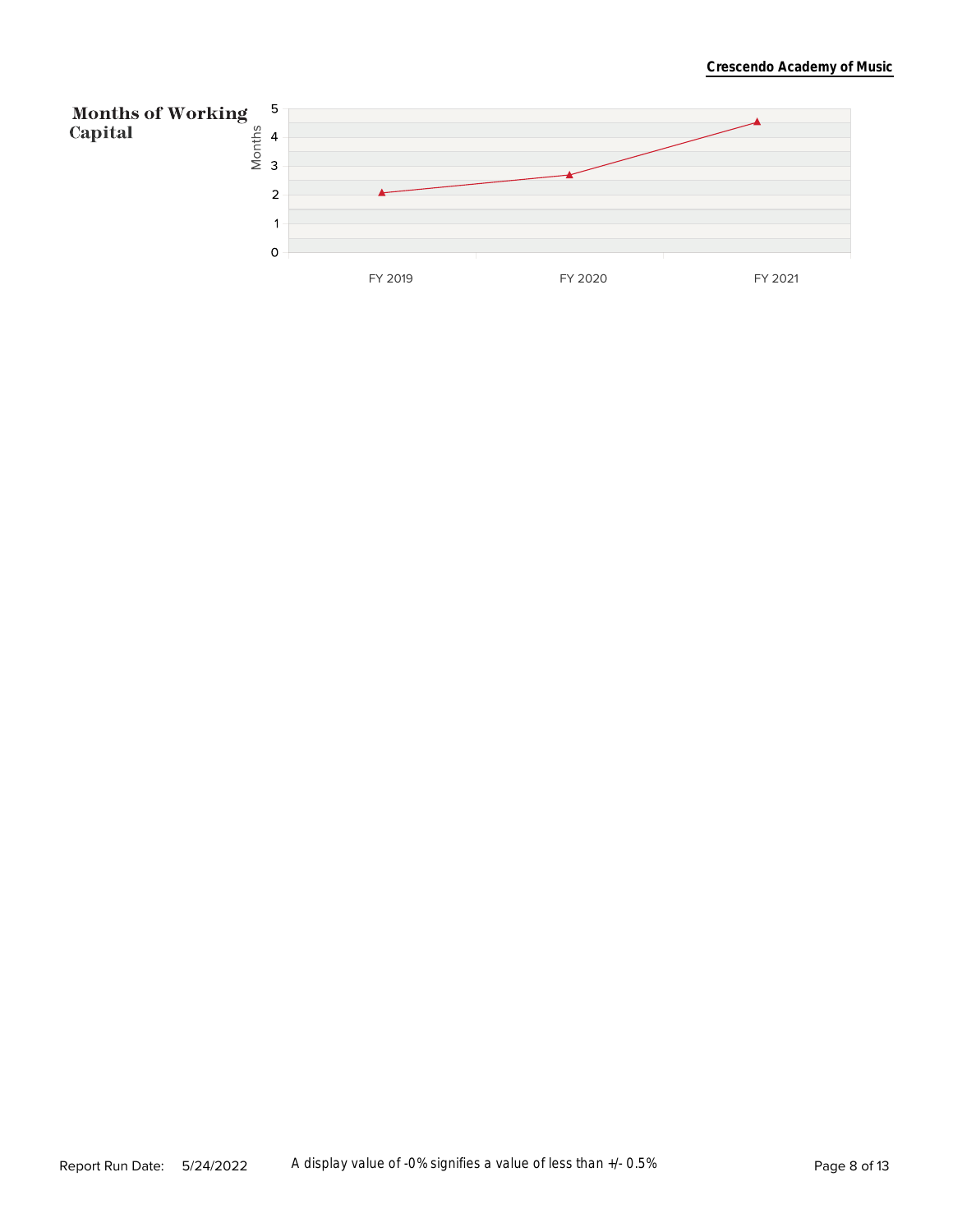## Months of Working Capital

Months

5

4

3

2

1

0

FY 2019

FY 2020

FY 2021

A display value of -0% signifies a value of less than +/- 0.5%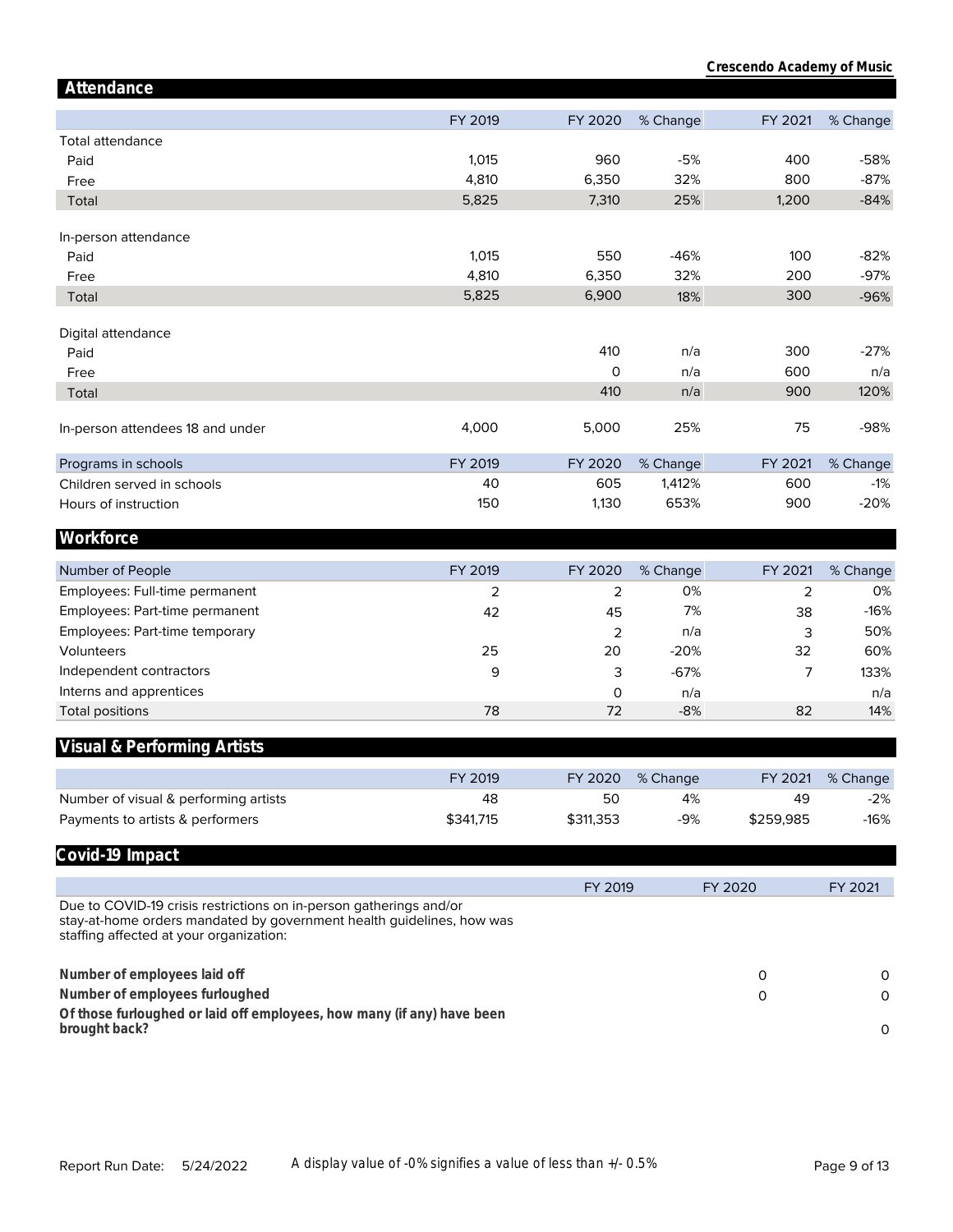## Attendance

| | FY 2019 | FY 2020 | % Change | FY 2021 | % Change |
|---|---|---|---|---|---|
| Total attendance | | | | | |
| Paid | 1,015 | 960 | -5% | 400 | -58% |
| Free | 4,810 | 6,350 | 32% | 800 | -87% |
| Total | 5,825 | 7,310 | 25% | 1,200 | -84% |
| In-person attendance | | | | | |
| Paid | 1,015 | 550 | -46% | 100 | -82% |
| Free | 4,810 | 6,350 | 32% | 200 | -97% |
| Total | 5,825 | 6,900 | 18% | 300 | -96% |
| Digital attendance | | | | | |
| Paid | | 410 | n/a | 300 | -27% |
| Free | | 0 | n/a | 600 | n/a |
| Total | | 410 | n/a | 900 | 120% |
| In-person attendees 18 and under | 4,000 | 5,000 | 25% | 75 | -98% |

| Programs in schools | FY 2019 | FY 2020 | % Change | FY 2021 | % Change |
|---|---|---|---|---|---|
| Children served in schools | 40 | 605 | 1,412% | 600 | -1% |
| Hours of instruction | 150 | 1,130 | 653% | 900 | -20% |

## Workforce

| Number of People | FY 2019 | FY 2020 | % Change | FY 2021 | % Change |
|---|---|---|---|---|---|
| Employees: Full-time permanent | 2 | 2 | 0% | 2 | 0% |
| Employees: Part-time permanent | 42 | 45 | 7% | 38 | -16% |
| Employees: Part-time temporary | | 2 | n/a | 3 | 50% |
| Volunteers | 25 | 20 | -20% | 32 | 60% |
| Independent contractors | 9 | 3 | -67% | 7 | 133% |
| Interns and apprentices | | 0 | n/a | | n/a |
| Total positions | 78 | 72 | -8% | 82 | 14% |

## Visual & Performing Artists

| | FY 2019 | FY 2020 | % Change | FY 2021 | % Change |
|---|---|---|---|---|---|
| Number of visual & performing artists | 48 | 50 | 4% | 49 | -2% |
| Payments to artists & performers | $341,715 | $311,353 | -9% | $259,985 | -16% |

## Covid-19 Impact

| | FY 2019 | FY 2020 | FY 2021 |
|---|---|---|---|
| Due to COVID-19 crisis restrictions on in-person gatherings and/or stay-at-home orders mandated by government health guidelines, how was staffing affected at your organization: | | | |
| **Number of employees laid off** | | 0 | 0 |
| **Number of employees furloughed** | | 0 | 0 |
| **Of those furloughed or laid off employees, how many (if any) have been brought back?** | | | 0 |

Report Run Date: 5/24/2022

A display value of -0% signifies a value of less than +/- 0.5%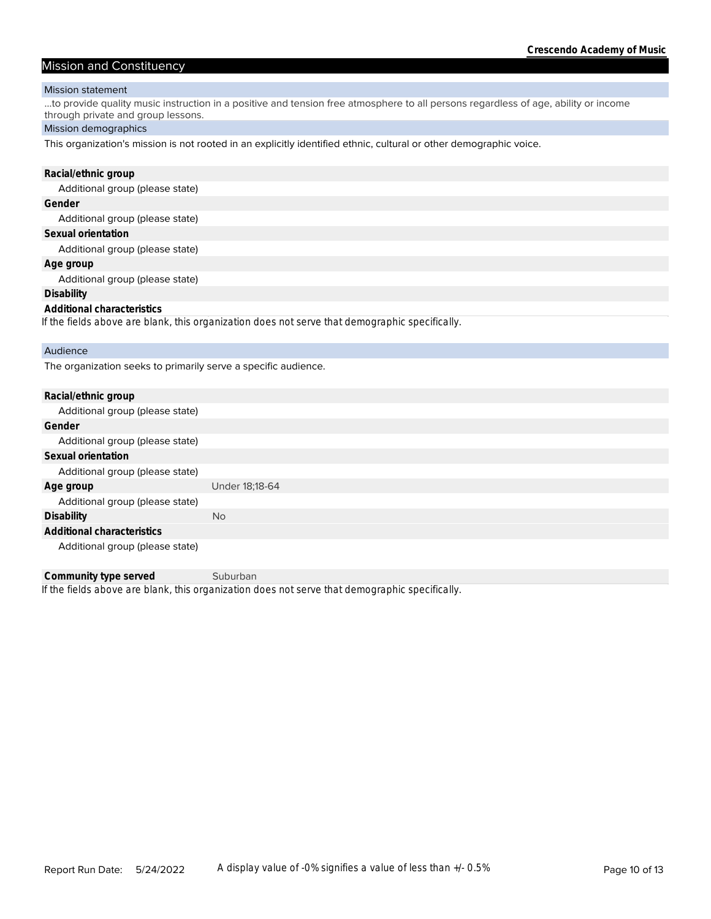## Mission and Constituency

### Mission statement

...to provide quality music instruction in a positive and tension free atmosphere to all persons regardless of age, ability or income through private and group lessons.

### Mission demographics

This organization's mission is not rooted in an explicitly identified ethnic, cultural or other demographic voice.

| | |
|---|---|
| **Racial/ethnic group** | |
| Additional group (please state) | |
| **Gender** | |
| Additional group (please state) | |
| **Sexual orientation** | |
| Additional group (please state) | |
| **Age group** | |
| Additional group (please state) | |
| **Disability** | |
| **Additional characteristics** | |

*If the fields above are blank, this organization does not serve that demographic specifically.*

### Audience

The organization seeks to primarily serve a specific audience.

| | |
|---|---|
| **Racial/ethnic group** | |
| Additional group (please state) | |
| **Gender** | |
| Additional group (please state) | |
| **Sexual orientation** | |
| Additional group (please state) | |
| **Age group** | Under 18;18-64 |
| Additional group (please state) | |
| **Disability** | No |
| **Additional characteristics** | |
| Additional group (please state) | |
| **Community type served** | Suburban |

*If the fields above are blank, this organization does not serve that demographic specifically.*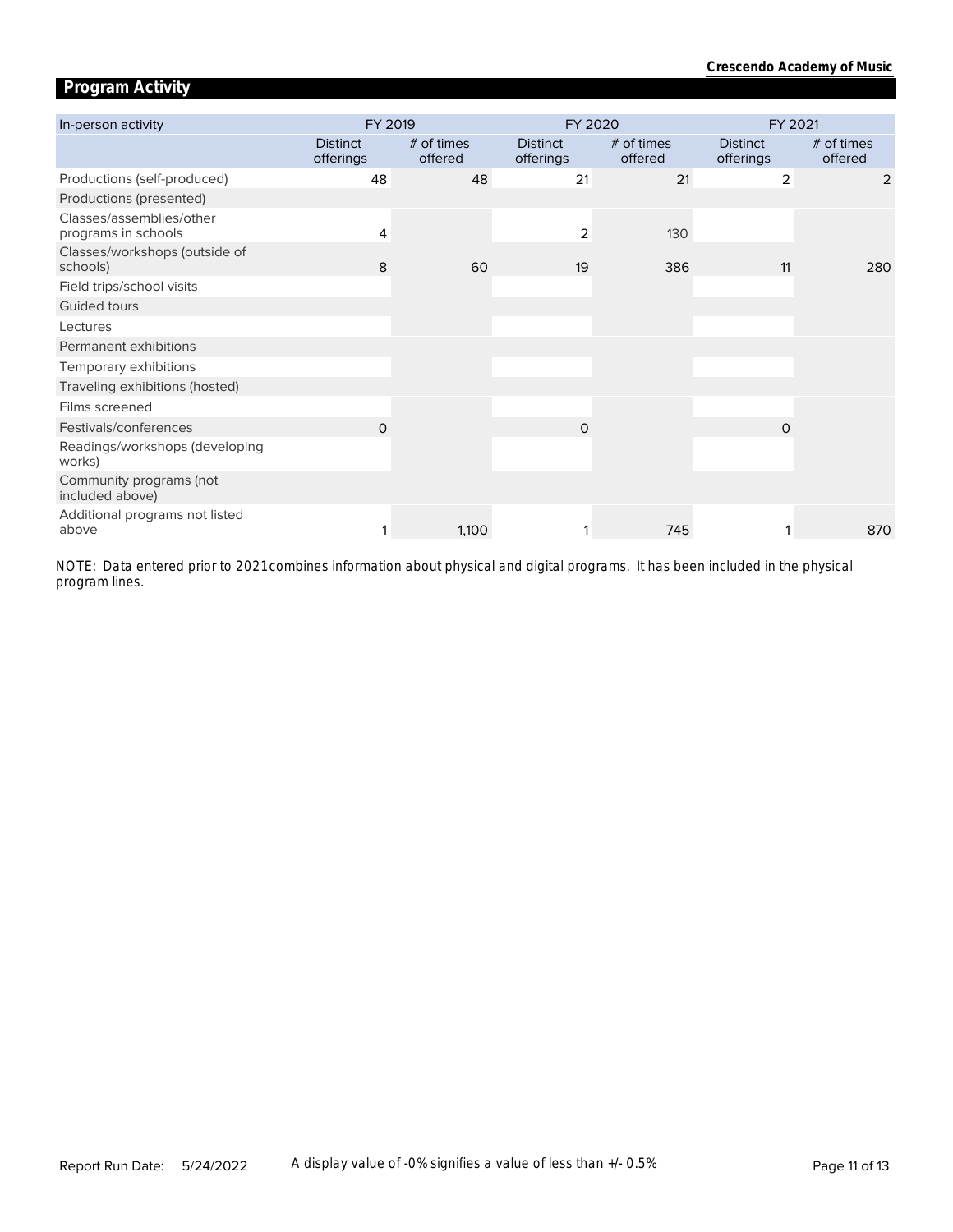## Program Activity

| In-person activity | FY 2019 | | FY 2020 | | FY 2021 | |
|---|---|---|---|---|---|---|
| | Distinct offerings | # of times offered | Distinct offerings | # of times offered | Distinct offerings | # of times offered |
| Productions (self-produced) | 48 | 48 | 21 | 21 | 2 | 2 |
| Productions (presented) | | | | | | |
| Classes/assemblies/other programs in schools | 4 | | 2 | 130 | | |
| Classes/workshops (outside of schools) | 8 | 60 | 19 | 386 | 11 | 280 |
| Field trips/school visits | | | | | | |
| Guided tours | | | | | | |
| Lectures | | | | | | |
| Permanent exhibitions | | | | | | |
| Temporary exhibitions | | | | | | |
| Traveling exhibitions (hosted) | | | | | | |
| Films screened | | | | | | |
| Festivals/conferences | 0 | | 0 | | 0 | |
| Readings/workshops (developing works) | | | | | | |
| Community programs (not included above) | | | | | | |
| Additional programs not listed above | 1 | 1,100 | 1 | 745 | 1 | 870 |

NOTE: Data entered prior to 2021 combines information about physical and digital programs. It has been included in the physical program lines.

A display value of -0% signifies a value of less than +/- 0.5%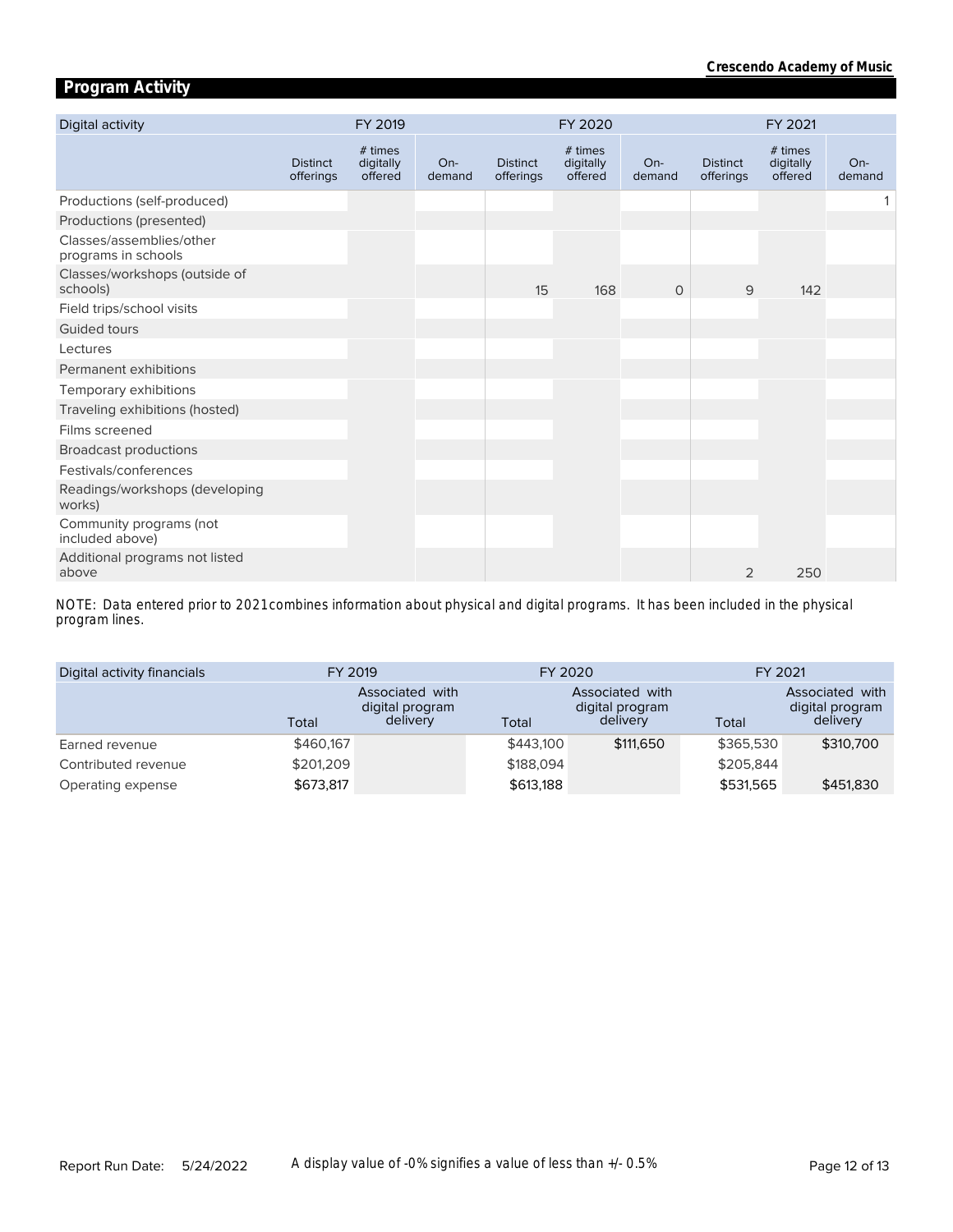## Program Activity

| Digital activity | FY 2019 | | | FY 2020 | | | FY 2021 | | |
|---|---|---|---|---|---|---|---|---|---|
| | Distinct offerings | # times digitally offered | On-demand | Distinct offerings | # times digitally offered | On-demand | Distinct offerings | # times digitally offered | On-demand |
| Productions (self-produced) | | | | | | | | | 1 |
| Productions (presented) | | | | | | | | | |
| Classes/assemblies/other programs in schools | | | | | | | | | |
| Classes/workshops (outside of schools) | | | | 15 | 168 | 0 | 9 | 142 | |
| Field trips/school visits | | | | | | | | | |
| Guided tours | | | | | | | | | |
| Lectures | | | | | | | | | |
| Permanent exhibitions | | | | | | | | | |
| Temporary exhibitions | | | | | | | | | |
| Traveling exhibitions (hosted) | | | | | | | | | |
| Films screened | | | | | | | | | |
| Broadcast productions | | | | | | | | | |
| Festivals/conferences | | | | | | | | | |
| Readings/workshops (developing works) | | | | | | | | | |
| Community programs (not included above) | | | | | | | | | |
| Additional programs not listed above | | | | | | | 2 | 250 | |

NOTE: Data entered prior to 2021 combines information about physical and digital programs. It has been included in the physical program lines.

| Digital activity financials | FY 2019 | | FY 2020 | | FY 2021 | |
|---|---|---|---|---|---|---|
| | Total | Associated with digital program delivery | Total | Associated with digital program delivery | Total | Associated with digital program delivery |
| Earned revenue | $460,167 | | $443,100 | $111,650 | $365,530 | $310,700 |
| Contributed revenue | $201,209 | | $188,094 | | $205,844 | |
| Operating expense | $673,817 | | $613,188 | | $531,565 | $451,830 |

Report Run Date: 5/24/2022

A display value of -0% signifies a value of less than +/- 0.5%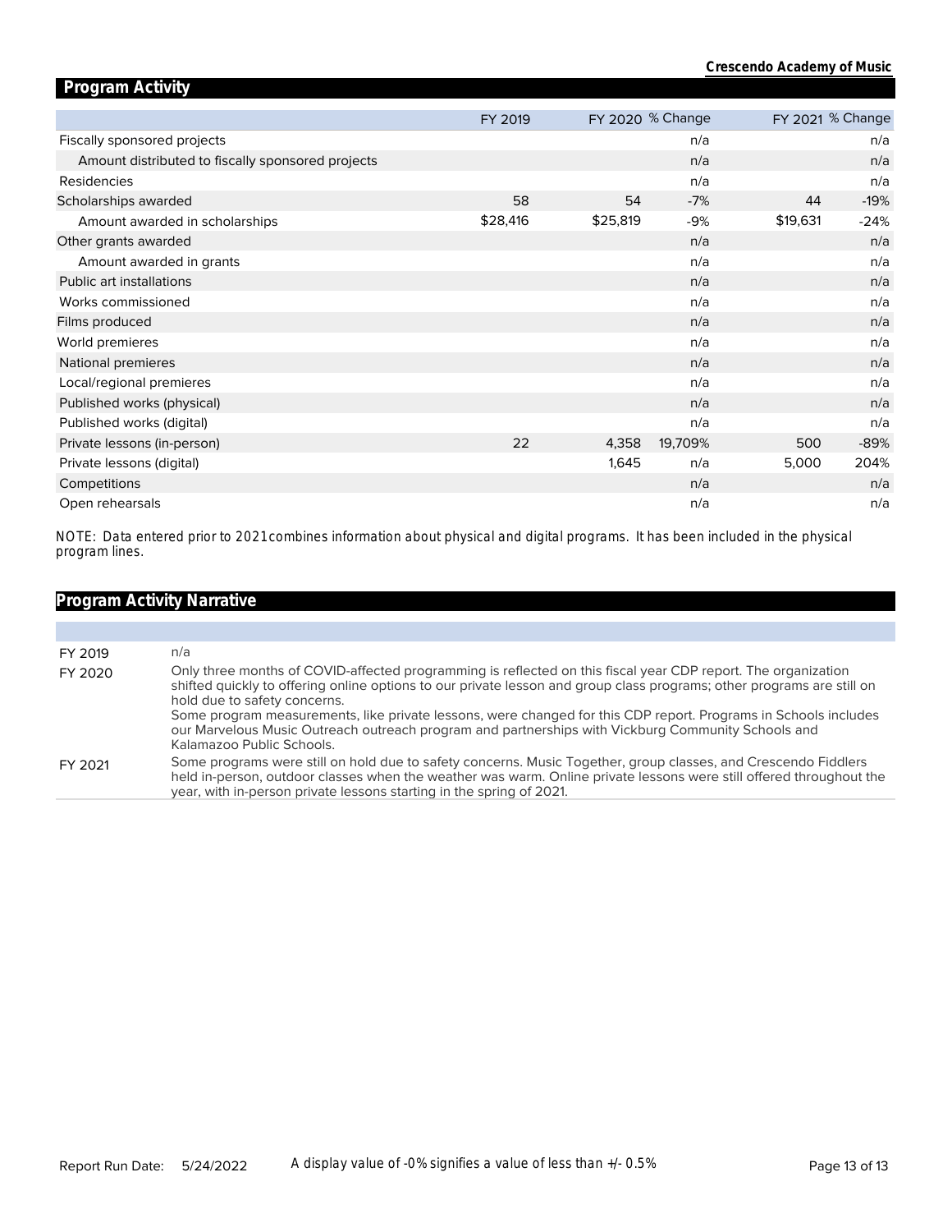## Program Activity

| | FY 2019 | FY 2020 | % Change | FY 2021 | % Change |
|---|---|---|---|---|---|
| Fiscally sponsored projects | | | n/a | | n/a |
| Amount distributed to fiscally sponsored projects | | | n/a | | n/a |
| Residencies | | | n/a | | n/a |
| Scholarships awarded | 58 | 54 | -7% | 44 | -19% |
| Amount awarded in scholarships | $28,416 | $25,819 | -9% | $19,631 | -24% |
| Other grants awarded | | | n/a | | n/a |
| Amount awarded in grants | | | n/a | | n/a |
| Public art installations | | | n/a | | n/a |
| Works commissioned | | | n/a | | n/a |
| Films produced | | | n/a | | n/a |
| World premieres | | | n/a | | n/a |
| National premieres | | | n/a | | n/a |
| Local/regional premieres | | | n/a | | n/a |
| Published works (physical) | | | n/a | | n/a |
| Published works (digital) | | | n/a | | n/a |
| Private lessons (in-person) | 22 | 4,358 | 19,709% | 500 | -89% |
| Private lessons (digital) | | 1,645 | n/a | 5,000 | 204% |
| Competitions | | | n/a | | n/a |
| Open rehearsals | | | n/a | | n/a |

NOTE: Data entered prior to 2021 combines information about physical and digital programs. It has been included in the physical program lines.

## Program Activity Narrative

| | |
|---|---|
| FY 2019 | n/a |
| FY 2020 | Only three months of COVID-affected programming is reflected on this fiscal year CDP report. The organization shifted quickly to offering online options to our private lesson and group class programs; other programs are still on hold due to safety concerns.<br>Some program measurements, like private lessons, were changed for this CDP report. Programs in Schools includes our Marvelous Music Outreach outreach program and partnerships with Vickburg Community Schools and Kalamazoo Public Schools. |
| FY 2021 | Some programs were still on hold due to safety concerns. Music Together, group classes, and Crescendo Fiddlers held in-person, outdoor classes when the weather was warm. Online private lessons were still offered throughout the year, with in-person private lessons starting in the spring of 2021. |

A display value of -0% signifies a value of less than +/- 0.5%